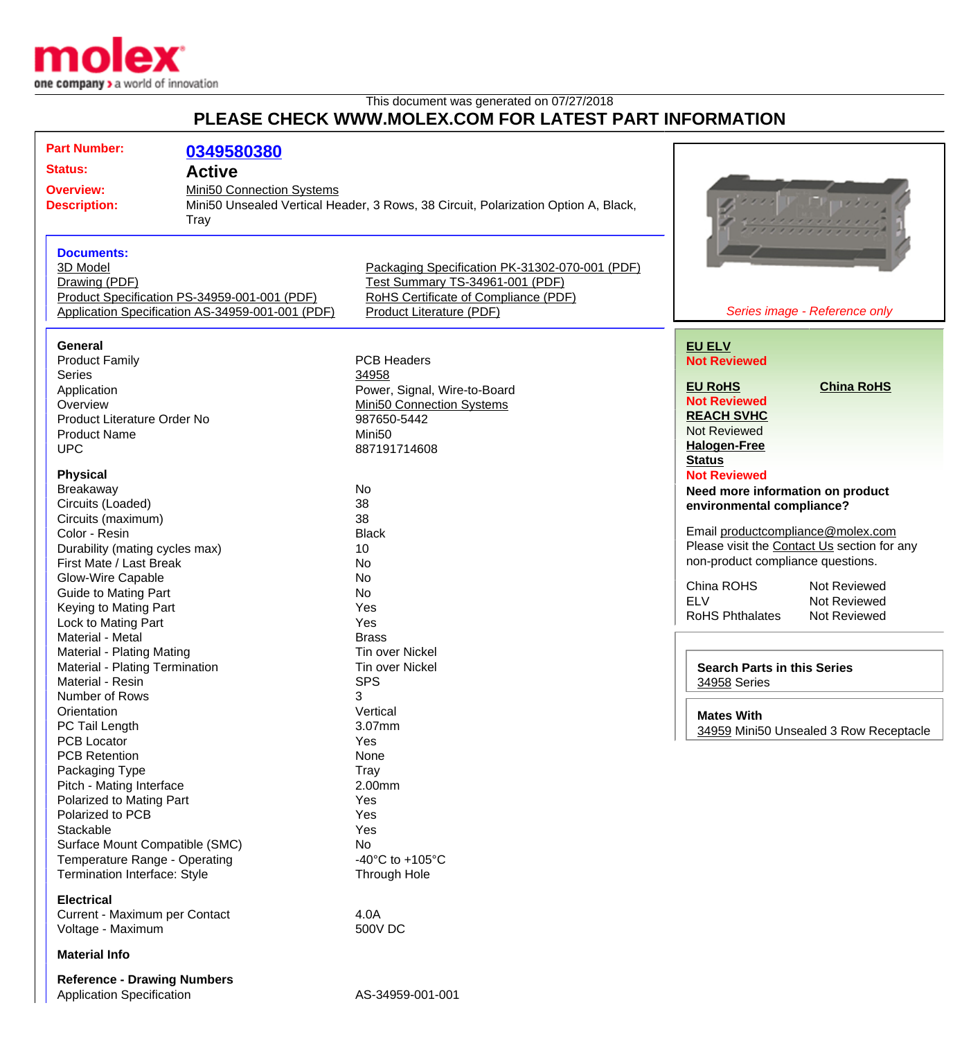This document was generated on 07/27/2018

# PLEASE CHECK WWW.MOLEX.COM FOR LATEST PART INFORMATION

**Part Number:** 0349580380

**Status:** Active

**Overview:** Mini50 Connection Systems

**Description:** Mini50 Unsealed Vertical Header, 3 Rows, 38 Circuit, Polarization Option A, Black, Tray

**Documents:**

- 3D Model
- Drawing (PDF)
- Product Specification PS-34959-001-001 (PDF)
- Application Specification AS-34959-001-001 (PDF)
- Packaging Specification PK-31302-070-001 (PDF)
- Test Summary TS-34961-001 (PDF)
- RoHS Certificate of Compliance (PDF)
- Product Literature (PDF)

*Series image - Reference only*

### General

| | |
|---|---|
| Product Family | PCB Headers |
| Series | 34958 |
| Application | Power, Signal, Wire-to-Board |
| Overview | Mini50 Connection Systems |
| Product Literature Order No | 987650-5442 |
| Product Name | Mini50 |
| UPC | 887191714608 |

### Physical

| | |
|---|---|
| Breakaway | No |
| Circuits (Loaded) | 38 |
| Circuits (maximum) | 38 |
| Color - Resin | Black |
| Durability (mating cycles max) | 10 |
| First Mate / Last Break | No |
| Glow-Wire Capable | No |
| Guide to Mating Part | No |
| Keying to Mating Part | Yes |
| Lock to Mating Part | Yes |
| Material - Metal | Brass |
| Material - Plating Mating | Tin over Nickel |
| Material - Plating Termination | Tin over Nickel |
| Material - Resin | SPS |
| Number of Rows | 3 |
| Orientation | Vertical |
| PC Tail Length | 3.07mm |
| PCB Locator | Yes |
| PCB Retention | None |
| Packaging Type | Tray |
| Pitch - Mating Interface | 2.00mm |
| Polarized to Mating Part | Yes |
| Polarized to PCB | Yes |
| Stackable | Yes |
| Surface Mount Compatible (SMC) | No |
| Temperature Range - Operating | -40°C to +105°C |
| Termination Interface: Style | Through Hole |

### Electrical

| | |
|---|---|
| Current - Maximum per Contact | 4.0A |
| Voltage - Maximum | 500V DC |

### Material Info

### Reference - Drawing Numbers

| | |
|---|---|
| Application Specification | AS-34959-001-001 |

**EU ELV**
**Not Reviewed**

**EU RoHS**
**Not Reviewed**

**China RoHS**

**REACH SVHC**
Not Reviewed

**Halogen-Free Status**
**Not Reviewed**

**Need more information on product environmental compliance?**

Email productcompliance@molex.com
Please visit the Contact Us section for any non-product compliance questions.

| | |
|---|---|
| China ROHS | Not Reviewed |
| ELV | Not Reviewed |
| RoHS Phthalates | Not Reviewed |

**Search Parts in this Series**
34958 Series

**Mates With**
34959 Mini50 Unsealed 3 Row Receptacle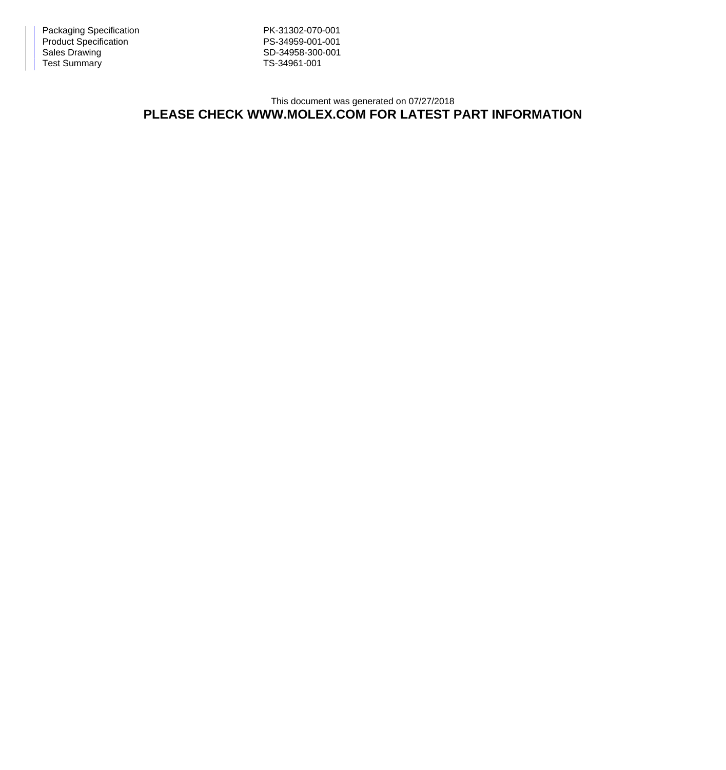| | |
|---|---|
| Packaging Specification | PK-31302-070-001 |
| Product Specification | PS-34959-001-001 |
| Sales Drawing | SD-34958-300-001 |
| Test Summary | TS-34961-001 |

This document was generated on 07/27/2018

**PLEASE CHECK WWW.MOLEX.COM FOR LATEST PART INFORMATION**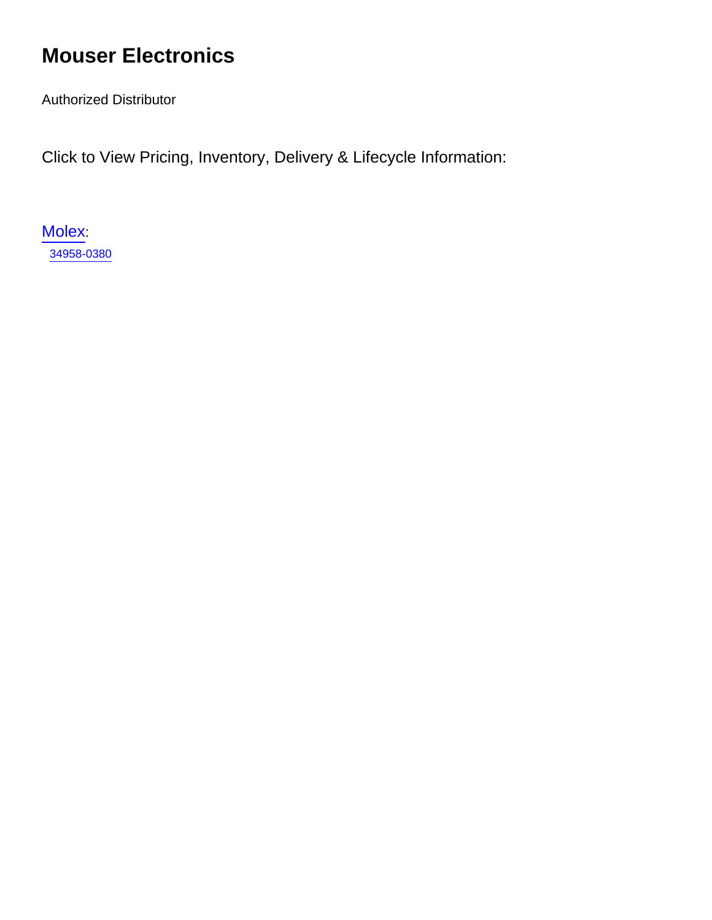# Mouser Electronics

Authorized Distributor

Click to View Pricing, Inventory, Delivery & Lifecycle Information:

Molex:

34958-0380